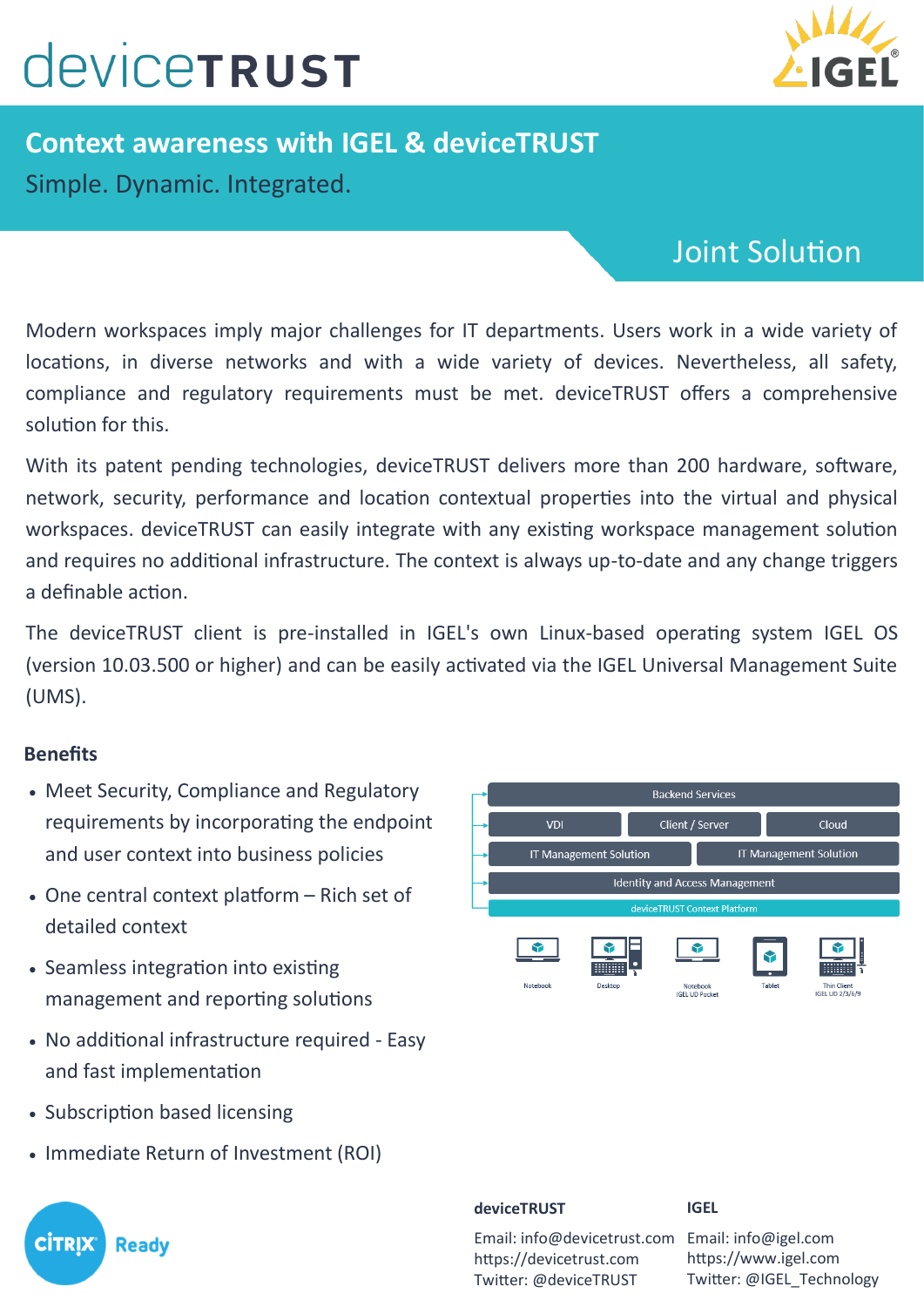# deviceTRUST

## Context awareness with IGEL & deviceTRUST

Simple. Dynamic. Integrated.

### Joint Solution

Modern workspaces imply major challenges for IT departments. Users work in a wide variety of locations, in diverse networks and with a wide variety of devices. Nevertheless, all safety, compliance and regulatory requirements must be met. deviceTRUST offers a comprehensive solution for this.

With its patent pending technologies, deviceTRUST delivers more than 200 hardware, software, network, security, performance and location contextual properties into the virtual and physical workspaces. deviceTRUST can easily integrate with any existing workspace management solution and requires no additional infrastructure. The context is always up-to-date and any change triggers a definable action.

The deviceTRUST client is pre-installed in IGEL's own Linux-based operating system IGEL OS (version 10.03.500 or higher) and can be easily activated via the IGEL Universal Management Suite (UMS).

### Benefits

- Meet Security, Compliance and Regulatory requirements by incorporating the endpoint and user context into business policies
- One central context platform – Rich set of detailed context
- Seamless integration into existing management and reporting solutions
- No additional infrastructure required - Easy and fast implementation
- Subscription based licensing
- Immediate Return of Investment (ROI)

Backend Services
VDI | Client / Server | Cloud
IT Management Solution | IT Management Solution
Identity and Access Management
deviceTRUST Context Platform
Notebook | Desktop | Notebook IGEL UD Pocket | Tablet | Thin Client IGEL UD 2/3/6/9

CITRIX Ready

**deviceTRUST**

Email: info@devicetrust.com
https://devicetrust.com
Twitter: @deviceTRUST

**IGEL**

Email: info@igel.com
https://www.igel.com
Twitter: @IGEL_Technology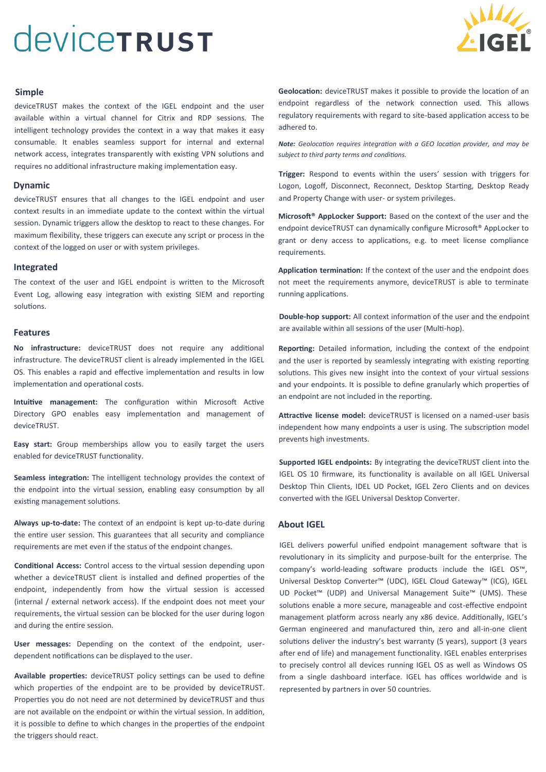# deviceTRUST

## Simple

deviceTRUST makes the context of the IGEL endpoint and the user available within a virtual channel for Citrix and RDP sessions. The intelligent technology provides the context in a way that makes it easy consumable. It enables seamless support for internal and external network access, integrates transparently with existing VPN solutions and requires no additional infrastructure making implementation easy.

## Dynamic

deviceTRUST ensures that all changes to the IGEL endpoint and user context results in an immediate update to the context within the virtual session. Dynamic triggers allow the desktop to react to these changes. For maximum flexibility, these triggers can execute any script or process in the context of the logged on user or with system privileges.

## Integrated

The context of the user and IGEL endpoint is written to the Microsoft Event Log, allowing easy integration with existing SIEM and reporting solutions.

## Features

**No infrastructure:** deviceTRUST does not require any additional infrastructure. The deviceTRUST client is already implemented in the IGEL OS. This enables a rapid and effective implementation and results in low implementation and operational costs.

**Intuitive management:** The configuration within Microsoft Active Directory GPO enables easy implementation and management of deviceTRUST.

**Easy start:** Group memberships allow you to easily target the users enabled for deviceTRUST functionality.

**Seamless integration:** The intelligent technology provides the context of the endpoint into the virtual session, enabling easy consumption by all existing management solutions.

**Always up-to-date:** The context of an endpoint is kept up-to-date during the entire user session. This guarantees that all security and compliance requirements are met even if the status of the endpoint changes.

**Conditional Access:** Control access to the virtual session depending upon whether a deviceTRUST client is installed and defined properties of the endpoint, independently from how the virtual session is accessed (internal / external network access). If the endpoint does not meet your requirements, the virtual session can be blocked for the user during logon and during the entire session.

**User messages:** Depending on the context of the endpoint, user-dependent notifications can be displayed to the user.

**Available properties:** deviceTRUST policy settings can be used to define which properties of the endpoint are to be provided by deviceTRUST. Properties you do not need are not determined by deviceTRUST and thus are not available on the endpoint or within the virtual session. In addition, it is possible to define to which changes in the properties of the endpoint the triggers should react.

**Geolocation:** deviceTRUST makes it possible to provide the location of an endpoint regardless of the network connection used. This allows regulatory requirements with regard to site-based application access to be adhered to.

***Note:*** *Geolocation requires integration with a GEO location provider, and may be subject to third party terms and conditions.*

**Trigger:** Respond to events within the users' session with triggers for Logon, Logoff, Disconnect, Reconnect, Desktop Starting, Desktop Ready and Property Change with user- or system privileges.

**Microsoft® AppLocker Support:** Based on the context of the user and the endpoint deviceTRUST can dynamically configure Microsoft® AppLocker to grant or deny access to applications, e.g. to meet license compliance requirements.

**Application termination:** If the context of the user and the endpoint does not meet the requirements anymore, deviceTRUST is able to terminate running applications.

**Double-hop support:** All context information of the user and the endpoint are available within all sessions of the user (Multi-hop).

**Reporting:** Detailed information, including the context of the endpoint and the user is reported by seamlessly integrating with existing reporting solutions. This gives new insight into the context of your virtual sessions and your endpoints. It is possible to define granularly which properties of an endpoint are not included in the reporting.

**Attractive license model:** deviceTRUST is licensed on a named-user basis independent how many endpoints a user is using. The subscription model prevents high investments.

**Supported IGEL endpoints:** By integrating the deviceTRUST client into the IGEL OS 10 firmware, its functionality is available on all IGEL Universal Desktop Thin Clients, IDEL UD Pocket, IGEL Zero Clients and on devices converted with the IGEL Universal Desktop Converter.

## About IGEL

IGEL delivers powerful unified endpoint management software that is revolutionary in its simplicity and purpose-built for the enterprise. The company's world-leading software products include the IGEL OS™, Universal Desktop Converter™ (UDC), IGEL Cloud Gateway™ (ICG), IGEL UD Pocket™ (UDP) and Universal Management Suite™ (UMS). These solutions enable a more secure, manageable and cost-effective endpoint management platform across nearly any x86 device. Additionally, IGEL's German engineered and manufactured thin, zero and all-in-one client solutions deliver the industry's best warranty (5 years), support (3 years after end of life) and management functionality. IGEL enables enterprises to precisely control all devices running IGEL OS as well as Windows OS from a single dashboard interface. IGEL has offices worldwide and is represented by partners in over 50 countries.